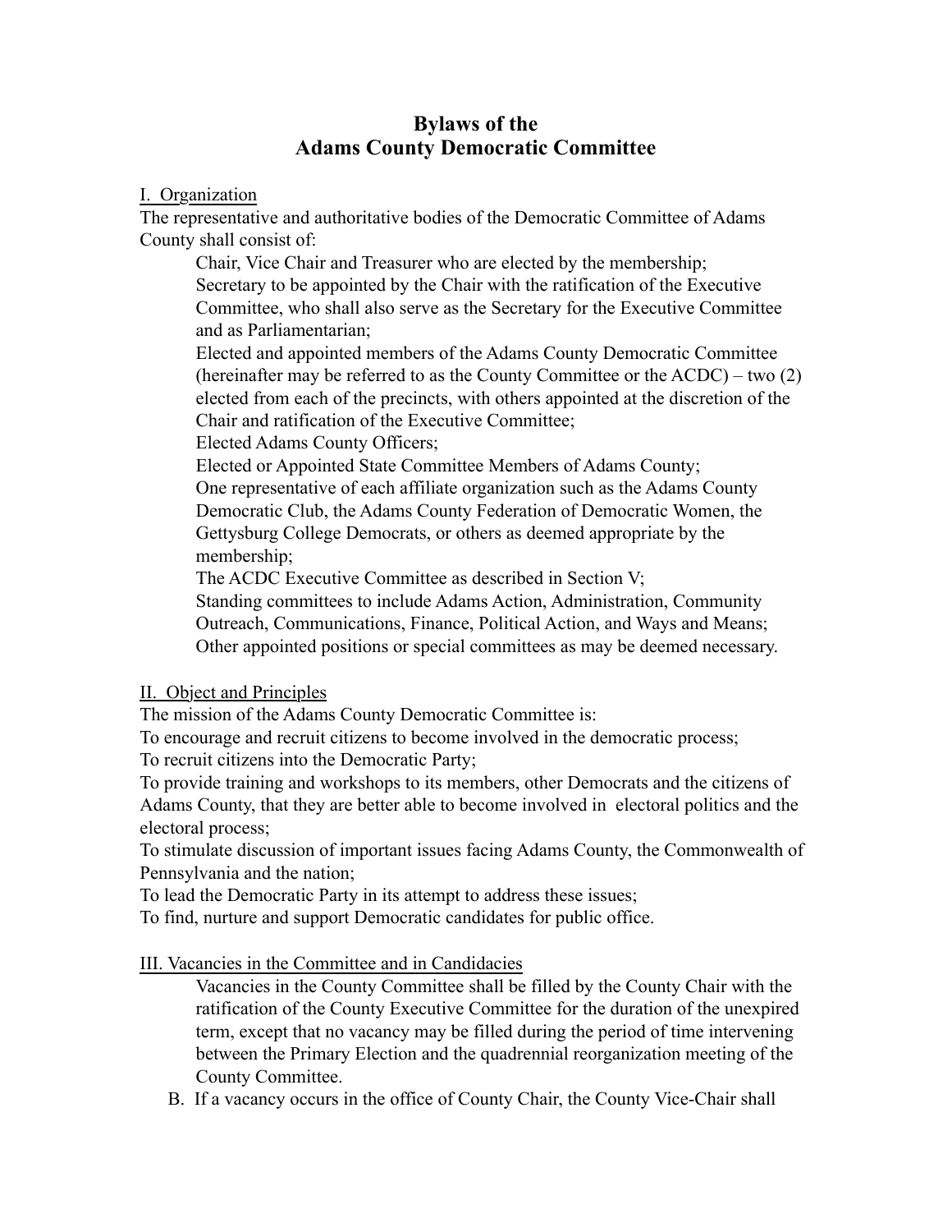# Bylaws of the Adams County Democratic Committee

## I. Organization

The representative and authoritative bodies of the Democratic Committee of Adams County shall consist of:

Chair, Vice Chair and Treasurer who are elected by the membership;

Secretary to be appointed by the Chair with the ratification of the Executive Committee, who shall also serve as the Secretary for the Executive Committee and as Parliamentarian;

Elected and appointed members of the Adams County Democratic Committee (hereinafter may be referred to as the County Committee or the ACDC) – two (2) elected from each of the precincts, with others appointed at the discretion of the Chair and ratification of the Executive Committee;

Elected Adams County Officers;

Elected or Appointed State Committee Members of Adams County;

One representative of each affiliate organization such as the Adams County Democratic Club, the Adams County Federation of Democratic Women, the Gettysburg College Democrats, or others as deemed appropriate by the membership;

The ACDC Executive Committee as described in Section V;

Standing committees to include Adams Action, Administration, Community Outreach, Communications, Finance, Political Action, and Ways and Means;

Other appointed positions or special committees as may be deemed necessary.

## II. Object and Principles

The mission of the Adams County Democratic Committee is:

To encourage and recruit citizens to become involved in the democratic process;

To recruit citizens into the Democratic Party;

To provide training and workshops to its members, other Democrats and the citizens of Adams County, that they are better able to become involved in electoral politics and the electoral process;

To stimulate discussion of important issues facing Adams County, the Commonwealth of Pennsylvania and the nation;

To lead the Democratic Party in its attempt to address these issues;

To find, nurture and support Democratic candidates for public office.

## III. Vacancies in the Committee and in Candidacies

Vacancies in the County Committee shall be filled by the County Chair with the ratification of the County Executive Committee for the duration of the unexpired term, except that no vacancy may be filled during the period of time intervening between the Primary Election and the quadrennial reorganization meeting of the County Committee.

B. If a vacancy occurs in the office of County Chair, the County Vice-Chair shall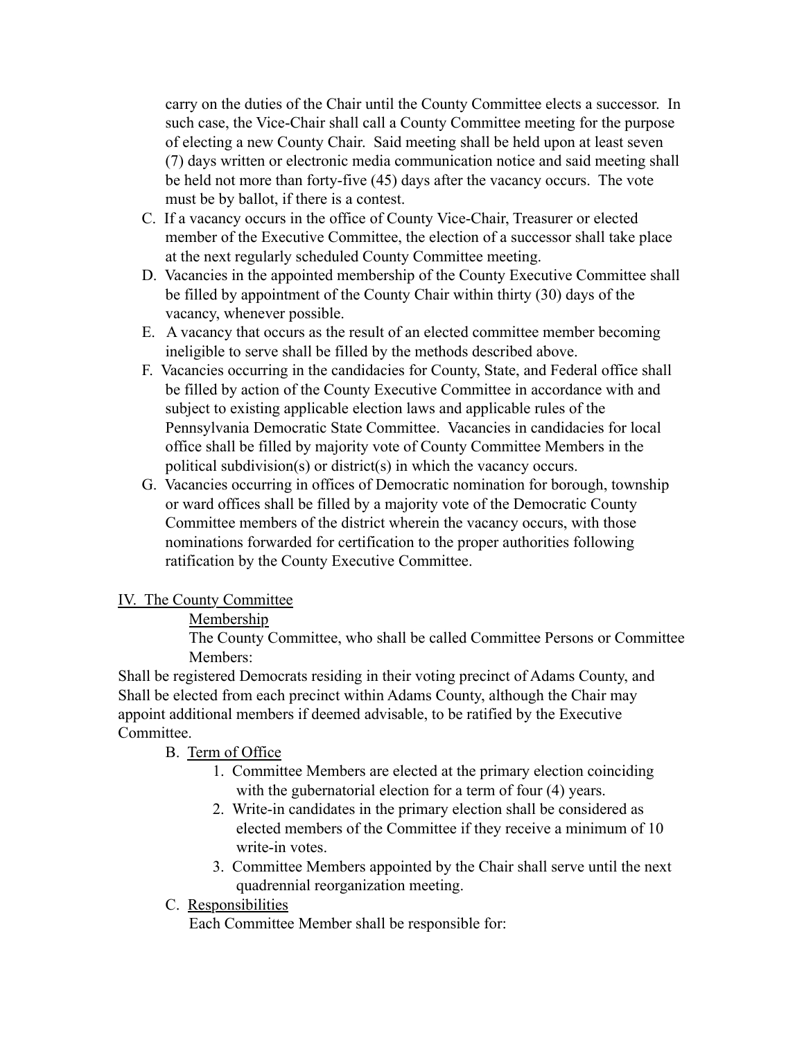carry on the duties of the Chair until the County Committee elects a successor. In such case, the Vice-Chair shall call a County Committee meeting for the purpose of electing a new County Chair. Said meeting shall be held upon at least seven (7) days written or electronic media communication notice and said meeting shall be held not more than forty-five (45) days after the vacancy occurs. The vote must be by ballot, if there is a contest.

C. If a vacancy occurs in the office of County Vice-Chair, Treasurer or elected member of the Executive Committee, the election of a successor shall take place at the next regularly scheduled County Committee meeting.

D. Vacancies in the appointed membership of the County Executive Committee shall be filled by appointment of the County Chair within thirty (30) days of the vacancy, whenever possible.

E. A vacancy that occurs as the result of an elected committee member becoming ineligible to serve shall be filled by the methods described above.

F. Vacancies occurring in the candidacies for County, State, and Federal office shall be filled by action of the County Executive Committee in accordance with and subject to existing applicable election laws and applicable rules of the Pennsylvania Democratic State Committee. Vacancies in candidacies for local office shall be filled by majority vote of County Committee Members in the political subdivision(s) or district(s) in which the vacancy occurs.

G. Vacancies occurring in offices of Democratic nomination for borough, township or ward offices shall be filled by a majority vote of the Democratic County Committee members of the district wherein the vacancy occurs, with those nominations forwarded for certification to the proper authorities following ratification by the County Executive Committee.

## IV. The County Committee

Membership

The County Committee, who shall be called Committee Persons or Committee Members:

Shall be registered Democrats residing in their voting precinct of Adams County, and Shall be elected from each precinct within Adams County, although the Chair may appoint additional members if deemed advisable, to be ratified by the Executive Committee.

B. Term of Office

1. Committee Members are elected at the primary election coinciding with the gubernatorial election for a term of four (4) years.
2. Write-in candidates in the primary election shall be considered as elected members of the Committee if they receive a minimum of 10 write-in votes.
3. Committee Members appointed by the Chair shall serve until the next quadrennial reorganization meeting.

C. Responsibilities

Each Committee Member shall be responsible for: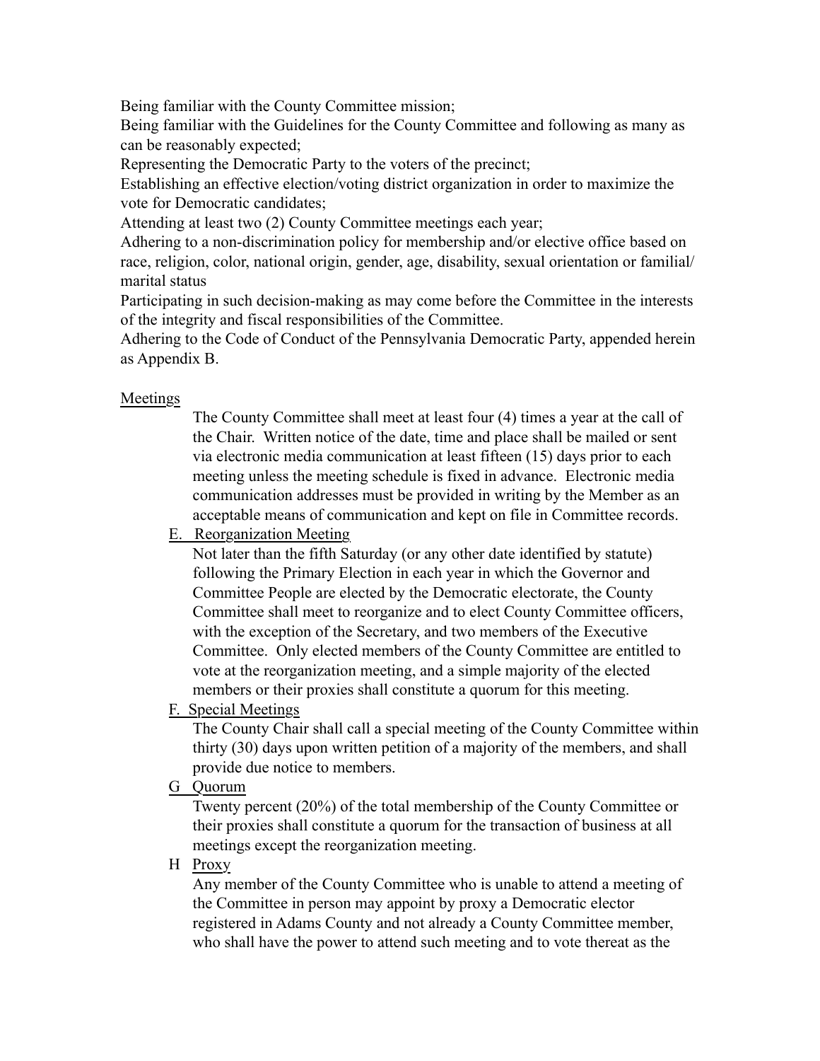Being familiar with the County Committee mission;

Being familiar with the Guidelines for the County Committee and following as many as can be reasonably expected;

Representing the Democratic Party to the voters of the precinct;

Establishing an effective election/voting district organization in order to maximize the vote for Democratic candidates;

Attending at least two (2) County Committee meetings each year;

Adhering to a non-discrimination policy for membership and/or elective office based on race, religion, color, national origin, gender, age, disability, sexual orientation or familial/marital status

Participating in such decision-making as may come before the Committee in the interests of the integrity and fiscal responsibilities of the Committee.

Adhering to the Code of Conduct of the Pennsylvania Democratic Party, appended herein as Appendix B.

<u>Meetings</u>

The County Committee shall meet at least four (4) times a year at the call of the Chair. Written notice of the date, time and place shall be mailed or sent via electronic media communication at least fifteen (15) days prior to each meeting unless the meeting schedule is fixed in advance. Electronic media communication addresses must be provided in writing by the Member as an acceptable means of communication and kept on file in Committee records.

E. <u>Reorganization Meeting</u>

Not later than the fifth Saturday (or any other date identified by statute) following the Primary Election in each year in which the Governor and Committee People are elected by the Democratic electorate, the County Committee shall meet to reorganize and to elect County Committee officers, with the exception of the Secretary, and two members of the Executive Committee. Only elected members of the County Committee are entitled to vote at the reorganization meeting, and a simple majority of the elected members or their proxies shall constitute a quorum for this meeting.

F. <u>Special Meetings</u>

The County Chair shall call a special meeting of the County Committee within thirty (30) days upon written petition of a majority of the members, and shall provide due notice to members.

G <u>Quorum</u>

Twenty percent (20%) of the total membership of the County Committee or their proxies shall constitute a quorum for the transaction of business at all meetings except the reorganization meeting.

H <u>Proxy</u>

Any member of the County Committee who is unable to attend a meeting of the Committee in person may appoint by proxy a Democratic elector registered in Adams County and not already a County Committee member, who shall have the power to attend such meeting and to vote thereat as the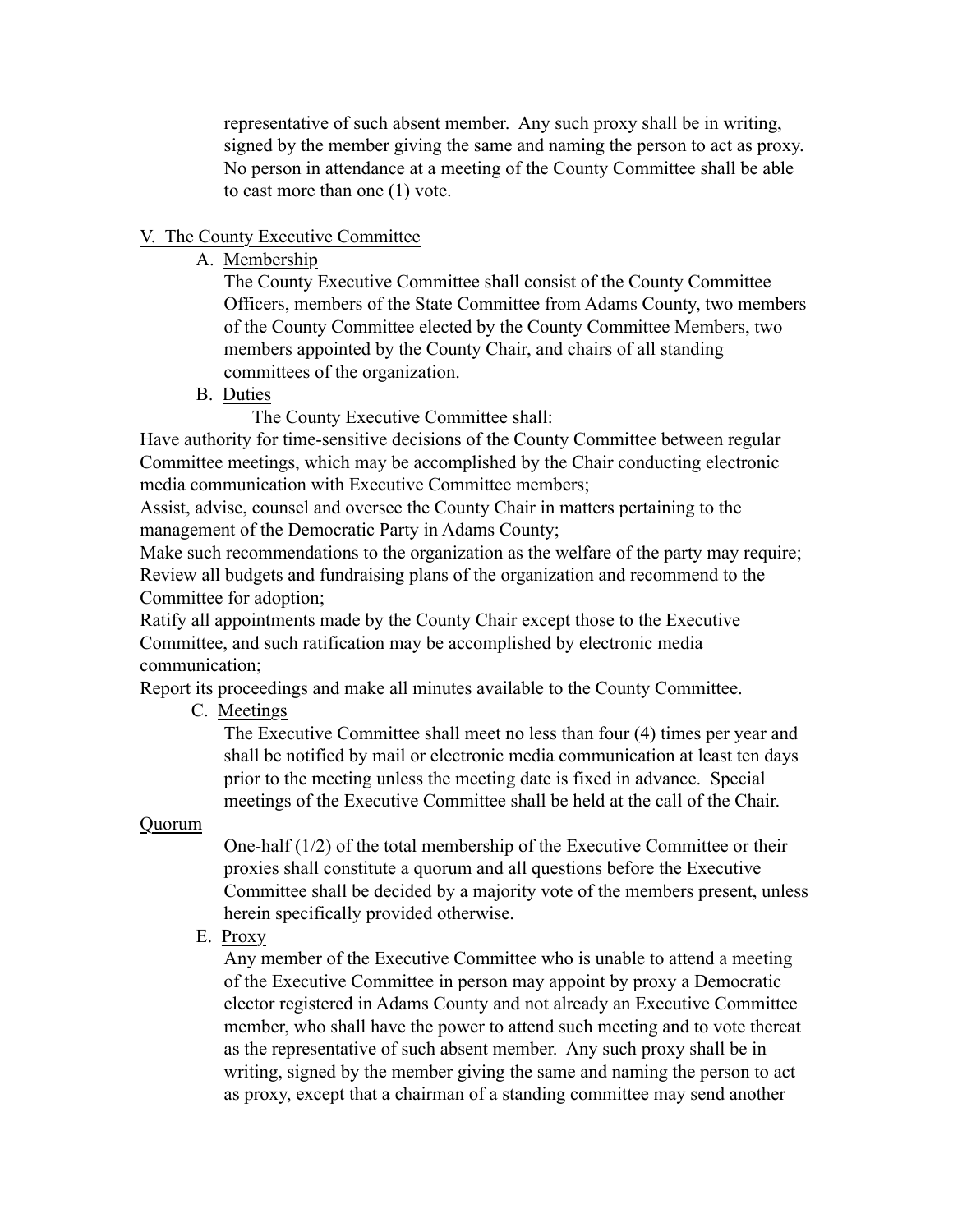representative of such absent member. Any such proxy shall be in writing, signed by the member giving the same and naming the person to act as proxy. No person in attendance at a meeting of the County Committee shall be able to cast more than one (1) vote.

## V. The County Executive Committee

### A. Membership

The County Executive Committee shall consist of the County Committee Officers, members of the State Committee from Adams County, two members of the County Committee elected by the County Committee Members, two members appointed by the County Chair, and chairs of all standing committees of the organization.

### B. Duties

The County Executive Committee shall:

Have authority for time-sensitive decisions of the County Committee between regular Committee meetings, which may be accomplished by the Chair conducting electronic media communication with Executive Committee members;

Assist, advise, counsel and oversee the County Chair in matters pertaining to the management of the Democratic Party in Adams County;

Make such recommendations to the organization as the welfare of the party may require;

Review all budgets and fundraising plans of the organization and recommend to the Committee for adoption;

Ratify all appointments made by the County Chair except those to the Executive Committee, and such ratification may be accomplished by electronic media communication;

Report its proceedings and make all minutes available to the County Committee.

### C. Meetings

The Executive Committee shall meet no less than four (4) times per year and shall be notified by mail or electronic media communication at least ten days prior to the meeting unless the meeting date is fixed in advance. Special meetings of the Executive Committee shall be held at the call of the Chair.

### Quorum

One-half (1/2) of the total membership of the Executive Committee or their proxies shall constitute a quorum and all questions before the Executive Committee shall be decided by a majority vote of the members present, unless herein specifically provided otherwise.

### E. Proxy

Any member of the Executive Committee who is unable to attend a meeting of the Executive Committee in person may appoint by proxy a Democratic elector registered in Adams County and not already an Executive Committee member, who shall have the power to attend such meeting and to vote thereat as the representative of such absent member. Any such proxy shall be in writing, signed by the member giving the same and naming the person to act as proxy, except that a chairman of a standing committee may send another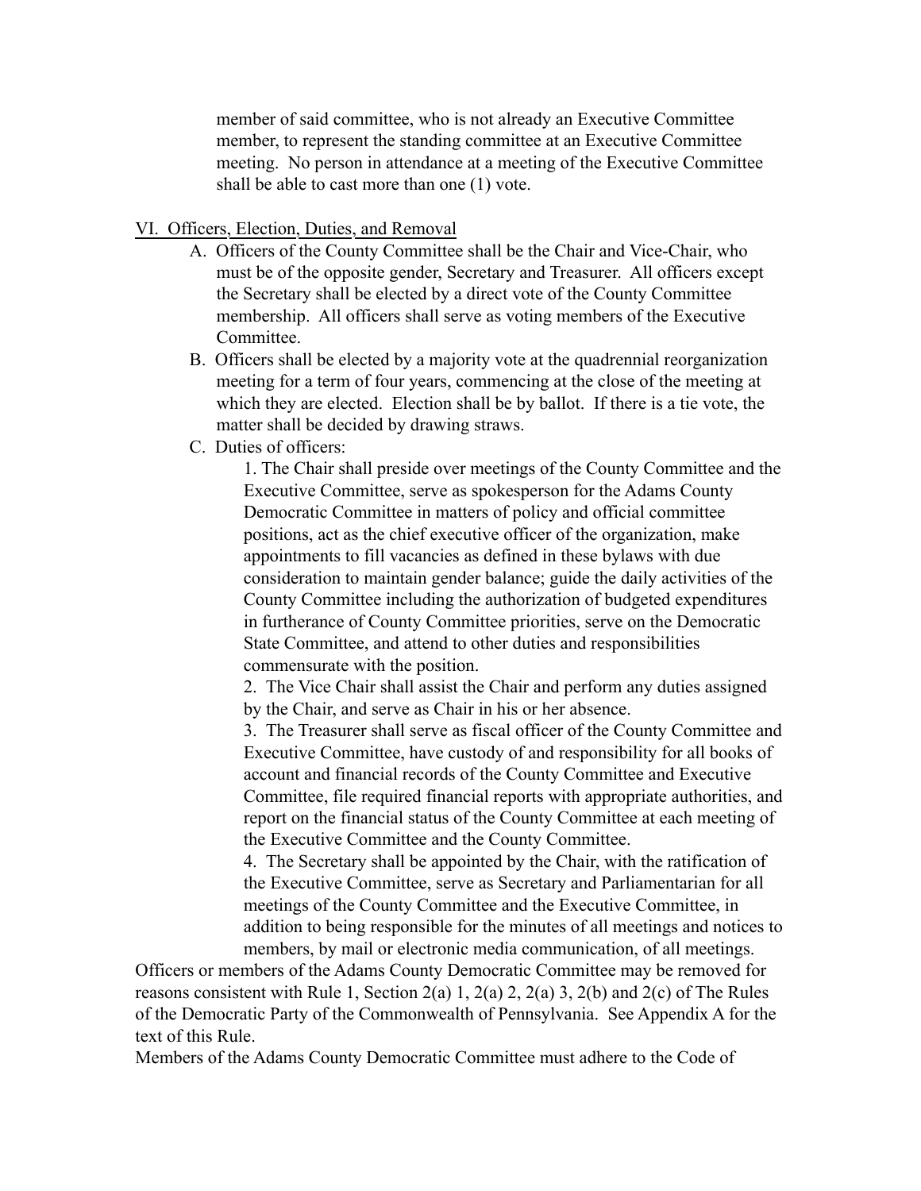member of said committee, who is not already an Executive Committee member, to represent the standing committee at an Executive Committee meeting. No person in attendance at a meeting of the Executive Committee shall be able to cast more than one (1) vote.

## VI. Officers, Election, Duties, and Removal

A. Officers of the County Committee shall be the Chair and Vice-Chair, who must be of the opposite gender, Secretary and Treasurer. All officers except the Secretary shall be elected by a direct vote of the County Committee membership. All officers shall serve as voting members of the Executive Committee.

B. Officers shall be elected by a majority vote at the quadrennial reorganization meeting for a term of four years, commencing at the close of the meeting at which they are elected. Election shall be by ballot. If there is a tie vote, the matter shall be decided by drawing straws.

C. Duties of officers:

1. The Chair shall preside over meetings of the County Committee and the Executive Committee, serve as spokesperson for the Adams County Democratic Committee in matters of policy and official committee positions, act as the chief executive officer of the organization, make appointments to fill vacancies as defined in these bylaws with due consideration to maintain gender balance; guide the daily activities of the County Committee including the authorization of budgeted expenditures in furtherance of County Committee priorities, serve on the Democratic State Committee, and attend to other duties and responsibilities commensurate with the position.
2. The Vice Chair shall assist the Chair and perform any duties assigned by the Chair, and serve as Chair in his or her absence.
3. The Treasurer shall serve as fiscal officer of the County Committee and Executive Committee, have custody of and responsibility for all books of account and financial records of the County Committee and Executive Committee, file required financial reports with appropriate authorities, and report on the financial status of the County Committee at each meeting of the Executive Committee and the County Committee.
4. The Secretary shall be appointed by the Chair, with the ratification of the Executive Committee, serve as Secretary and Parliamentarian for all meetings of the County Committee and the Executive Committee, in addition to being responsible for the minutes of all meetings and notices to members, by mail or electronic media communication, of all meetings.

Officers or members of the Adams County Democratic Committee may be removed for reasons consistent with Rule 1, Section 2(a) 1, 2(a) 2, 2(a) 3, 2(b) and 2(c) of The Rules of the Democratic Party of the Commonwealth of Pennsylvania. See Appendix A for the text of this Rule.

Members of the Adams County Democratic Committee must adhere to the Code of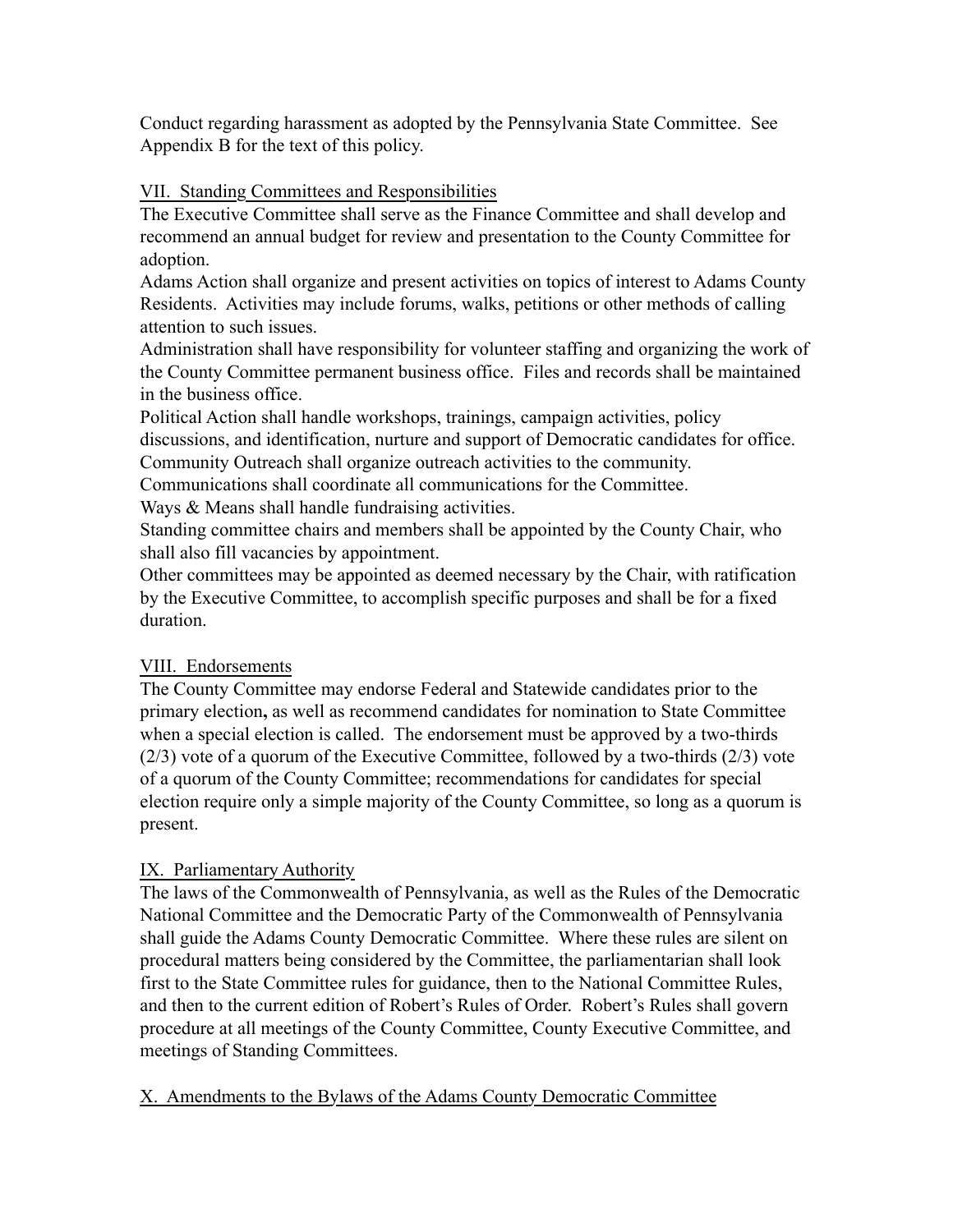Conduct regarding harassment as adopted by the Pennsylvania State Committee. See Appendix B for the text of this policy.

## VII. Standing Committees and Responsibilities

The Executive Committee shall serve as the Finance Committee and shall develop and recommend an annual budget for review and presentation to the County Committee for adoption.

Adams Action shall organize and present activities on topics of interest to Adams County Residents. Activities may include forums, walks, petitions or other methods of calling attention to such issues.

Administration shall have responsibility for volunteer staffing and organizing the work of the County Committee permanent business office. Files and records shall be maintained in the business office.

Political Action shall handle workshops, trainings, campaign activities, policy discussions, and identification, nurture and support of Democratic candidates for office.

Community Outreach shall organize outreach activities to the community.

Communications shall coordinate all communications for the Committee.

Ways & Means shall handle fundraising activities.

Standing committee chairs and members shall be appointed by the County Chair, who shall also fill vacancies by appointment.

Other committees may be appointed as deemed necessary by the Chair, with ratification by the Executive Committee, to accomplish specific purposes and shall be for a fixed duration.

## VIII. Endorsements

The County Committee may endorse Federal and Statewide candidates prior to the primary election**,** as well as recommend candidates for nomination to State Committee when a special election is called. The endorsement must be approved by a two-thirds (2/3) vote of a quorum of the Executive Committee, followed by a two-thirds (2/3) vote of a quorum of the County Committee; recommendations for candidates for special election require only a simple majority of the County Committee, so long as a quorum is present.

## IX. Parliamentary Authority

The laws of the Commonwealth of Pennsylvania, as well as the Rules of the Democratic National Committee and the Democratic Party of the Commonwealth of Pennsylvania shall guide the Adams County Democratic Committee. Where these rules are silent on procedural matters being considered by the Committee, the parliamentarian shall look first to the State Committee rules for guidance, then to the National Committee Rules, and then to the current edition of Robert's Rules of Order. Robert's Rules shall govern procedure at all meetings of the County Committee, County Executive Committee, and meetings of Standing Committees.

## X. Amendments to the Bylaws of the Adams County Democratic Committee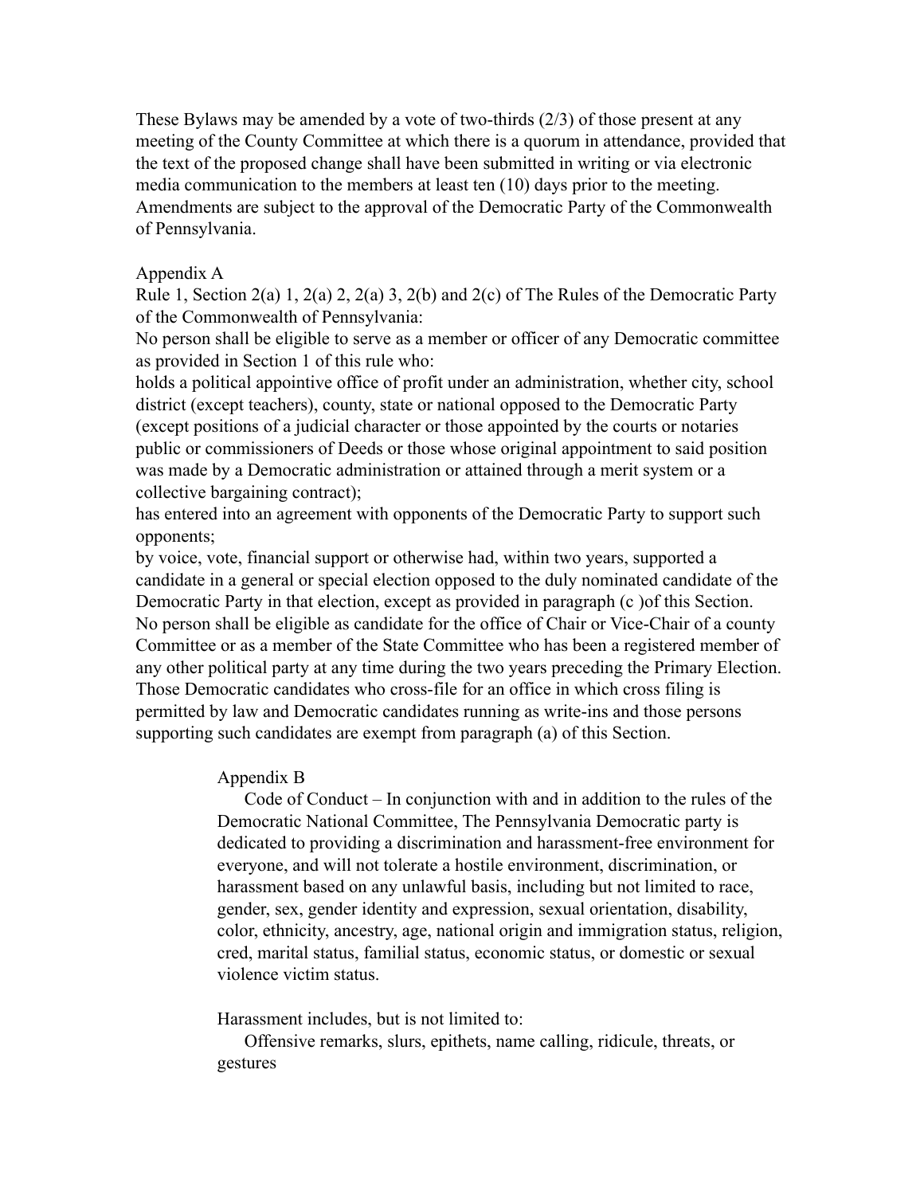These Bylaws may be amended by a vote of two-thirds (2/3) of those present at any meeting of the County Committee at which there is a quorum in attendance, provided that the text of the proposed change shall have been submitted in writing or via electronic media communication to the members at least ten (10) days prior to the meeting. Amendments are subject to the approval of the Democratic Party of the Commonwealth of Pennsylvania.

## Appendix A

Rule 1, Section 2(a) 1, 2(a) 2, 2(a) 3, 2(b) and 2(c) of The Rules of the Democratic Party of the Commonwealth of Pennsylvania:

No person shall be eligible to serve as a member or officer of any Democratic committee as provided in Section 1 of this rule who:

holds a political appointive office of profit under an administration, whether city, school district (except teachers), county, state or national opposed to the Democratic Party (except positions of a judicial character or those appointed by the courts or notaries public or commissioners of Deeds or those whose original appointment to said position was made by a Democratic administration or attained through a merit system or a collective bargaining contract);

has entered into an agreement with opponents of the Democratic Party to support such opponents;

by voice, vote, financial support or otherwise had, within two years, supported a candidate in a general or special election opposed to the duly nominated candidate of the Democratic Party in that election, except as provided in paragraph (c )of this Section.

No person shall be eligible as candidate for the office of Chair or Vice-Chair of a county Committee or as a member of the State Committee who has been a registered member of any other political party at any time during the two years preceding the Primary Election.

Those Democratic candidates who cross-file for an office in which cross filing is permitted by law and Democratic candidates running as write-ins and those persons supporting such candidates are exempt from paragraph (a) of this Section.

## Appendix B

Code of Conduct – In conjunction with and in addition to the rules of the Democratic National Committee, The Pennsylvania Democratic party is dedicated to providing a discrimination and harassment-free environment for everyone, and will not tolerate a hostile environment, discrimination, or harassment based on any unlawful basis, including but not limited to race, gender, sex, gender identity and expression, sexual orientation, disability, color, ethnicity, ancestry, age, national origin and immigration status, religion, cred, marital status, familial status, economic status, or domestic or sexual violence victim status.

Harassment includes, but is not limited to:

Offensive remarks, slurs, epithets, name calling, ridicule, threats, or gestures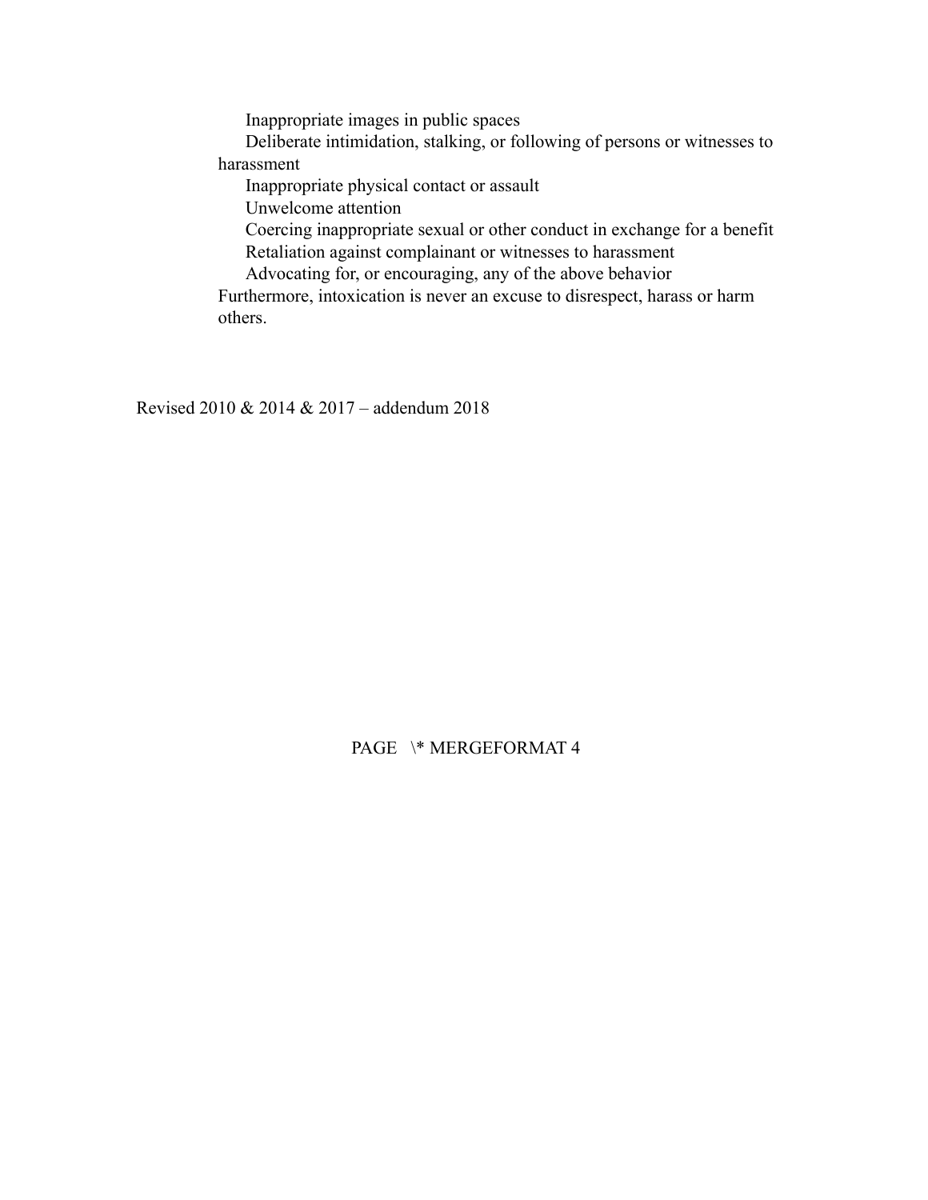- Inappropriate images in public spaces
- Deliberate intimidation, stalking, or following of persons or witnesses to harassment
- Inappropriate physical contact or assault
- Unwelcome attention
- Coercing inappropriate sexual or other conduct in exchange for a benefit
- Retaliation against complainant or witnesses to harassment
- Advocating for, or encouraging, any of the above behavior

Furthermore, intoxication is never an excuse to disrespect, harass or harm others.

Revised 2010 & 2014 & 2017 – addendum 2018